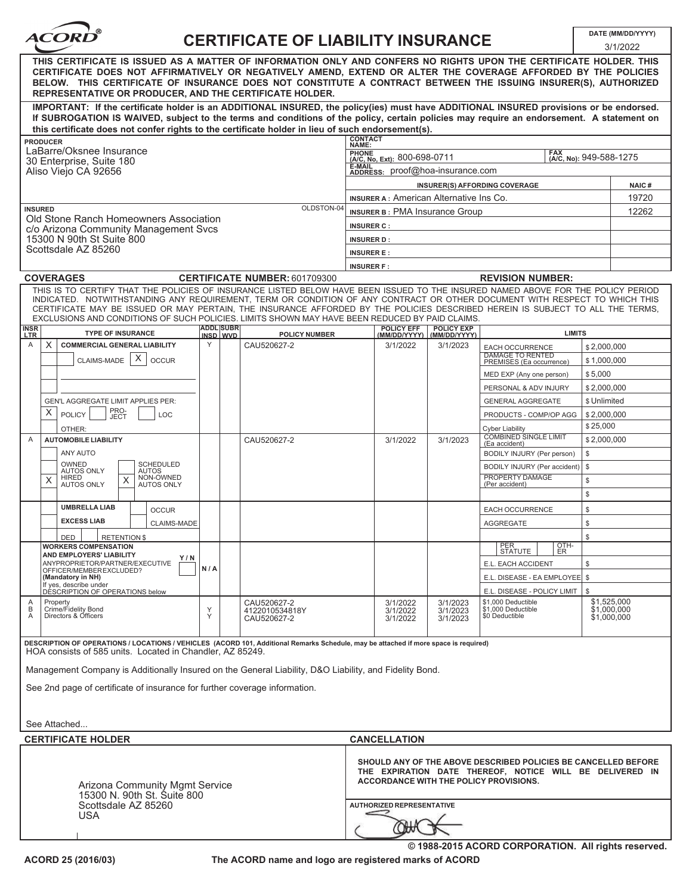# ACORD® CERTIFICATE OF LIABILITY INSURANCE

**DATE (MM/DD/YYYY):** 3/1/2022

**THIS CERTIFICATE IS ISSUED AS A MATTER OF INFORMATION ONLY AND CONFERS NO RIGHTS UPON THE CERTIFICATE HOLDER. THIS CERTIFICATE DOES NOT AFFIRMATIVELY OR NEGATIVELY AMEND, EXTEND OR ALTER THE COVERAGE AFFORDED BY THE POLICIES BELOW. THIS CERTIFICATE OF INSURANCE DOES NOT CONSTITUTE A CONTRACT BETWEEN THE ISSUING INSURER(S), AUTHORIZED REPRESENTATIVE OR PRODUCER, AND THE CERTIFICATE HOLDER.**

**IMPORTANT: If the certificate holder is an ADDITIONAL INSURED, the policy(ies) must have ADDITIONAL INSURED provisions or be endorsed. If SUBROGATION IS WAIVED, subject to the terms and conditions of the policy, certain policies may require an endorsement. A statement on this certificate does not confer rights to the certificate holder in lieu of such endorsement(s).**

**PRODUCER**
LaBarre/Oksnee Insurance
30 Enterprise, Suite 180
Aliso Viejo CA 92656

**CONTACT NAME:**
**PHONE (A/C, No, Ext):** 800-698-0711 **FAX (A/C, No):** 949-588-1275
**E-MAIL ADDRESS:** proof@hoa-insurance.com

| INSURER(S) AFFORDING COVERAGE | NAIC # |
|---|---|
| INSURER A : American Alternative Ins Co. | 19720 |
| INSURER B : PMA Insurance Group | 12262 |
| INSURER C : | |
| INSURER D : | |
| INSURER E : | |
| INSURER F : | |

**INSURED** OLDSTON-04
Old Stone Ranch Homeowners Association
c/o Arizona Community Management Svcs
15300 N 90th St Suite 800
Scottsdale AZ 85260

**COVERAGES** **CERTIFICATE NUMBER:** 601709300 **REVISION NUMBER:**

THIS IS TO CERTIFY THAT THE POLICIES OF INSURANCE LISTED BELOW HAVE BEEN ISSUED TO THE INSURED NAMED ABOVE FOR THE POLICY PERIOD INDICATED. NOTWITHSTANDING ANY REQUIREMENT, TERM OR CONDITION OF ANY CONTRACT OR OTHER DOCUMENT WITH RESPECT TO WHICH THIS CERTIFICATE MAY BE ISSUED OR MAY PERTAIN, THE INSURANCE AFFORDED BY THE POLICIES DESCRIBED HEREIN IS SUBJECT TO ALL THE TERMS, EXCLUSIONS AND CONDITIONS OF SUCH POLICIES. LIMITS SHOWN MAY HAVE BEEN REDUCED BY PAID CLAIMS.

| INSR LTR | TYPE OF INSURANCE | ADDL INSD | SUBR WVD | POLICY NUMBER | POLICY EFF (MM/DD/YYYY) | POLICY EXP (MM/DD/YYYY) | LIMITS | |
|---|---|---|---|---|---|---|---|---|
| A | X COMMERCIAL GENERAL LIABILITY | Y | | CAU520627-2 | 3/1/2022 | 3/1/2023 | EACH OCCURRENCE | $ 2,000,000 |
| | CLAIMS-MADE [X] OCCUR | | | | | | DAMAGE TO RENTED PREMISES (Ea occurrence) | $ 1,000,000 |
| | | | | | | | MED EXP (Any one person) | $ 5,000 |
| | | | | | | | PERSONAL & ADV INJURY | $ 2,000,000 |
| | GEN'L AGGREGATE LIMIT APPLIES PER: | | | | | | GENERAL AGGREGATE | $ Unlimited |
| | [X] POLICY PRO-JECT LOC | | | | | | PRODUCTS - COMP/OP AGG | $ 2,000,000 |
| | OTHER: | | | | | | Cyber Liability | $ 25,000 |
| A | AUTOMOBILE LIABILITY | | | CAU520627-2 | 3/1/2022 | 3/1/2023 | COMBINED SINGLE LIMIT (Ea accident) | $ 2,000,000 |
| | ANY AUTO | | | | | | BODILY INJURY (Per person) | $ |
| | OWNED AUTOS ONLY / SCHEDULED AUTOS | | | | | | BODILY INJURY (Per accident) | $ |
| | [X] HIRED AUTOS ONLY [X] NON-OWNED AUTOS ONLY | | | | | | PROPERTY DAMAGE (Per accident) | $ |
| | | | | | | | | $ |
| | UMBRELLA LIAB / OCCUR | | | | | | EACH OCCURRENCE | $ |
| | EXCESS LIAB / CLAIMS-MADE | | | | | | AGGREGATE | $ |
| | DED RETENTION $ | | | | | | | $ |
| | WORKERS COMPENSATION AND EMPLOYERS' LIABILITY Y/N | | | | | | PER STATUTE / OTH-ER | |
| | ANYPROPRIETOR/PARTNER/EXECUTIVE OFFICER/MEMBEREXCLUDED? (Mandatory in NH) | N/A | | | | | E.L. EACH ACCIDENT | $ |
| | If yes, describe under DESCRIPTION OF OPERATIONS below | | | | | | E.L. DISEASE - EA EMPLOYEE | $ |
| | | | | | | | E.L. DISEASE - POLICY LIMIT | $ |
| A | Property | | | CAU520627-2 | 3/1/2022 | 3/1/2023 | $1,000 Deductible | $1,525,000 |
| B | Crime/Fidelity Bond | Y | | 4122010534818Y | 3/1/2022 | 3/1/2023 | $1,000 Deductible | $1,000,000 |
| A | Directors & Officers | Y | | CAU520627-2 | 3/1/2022 | 3/1/2023 | $0 Deductible | $1,000,000 |

**DESCRIPTION OF OPERATIONS / LOCATIONS / VEHICLES (ACORD 101, Additional Remarks Schedule, may be attached if more space is required)**
HOA consists of 585 units. Located in Chandler, AZ 85249.

Management Company is Additionally Insured on the General Liability, D&O Liability, and Fidelity Bond.

See 2nd page of certificate of insurance for further coverage information.

See Attached...

**CERTIFICATE HOLDER**
Arizona Community Mgmt Service
15300 N. 90th St. Suite 800
Scottsdale AZ 85260
USA

**CANCELLATION**
**SHOULD ANY OF THE ABOVE DESCRIBED POLICIES BE CANCELLED BEFORE THE EXPIRATION DATE THEREOF, NOTICE WILL BE DELIVERED IN ACCORDANCE WITH THE POLICY PROVISIONS.**

**AUTHORIZED REPRESENTATIVE**

© 1988-2015 ACORD CORPORATION. All rights reserved.

ACORD 25 (2016/03) The ACORD name and logo are registered marks of ACORD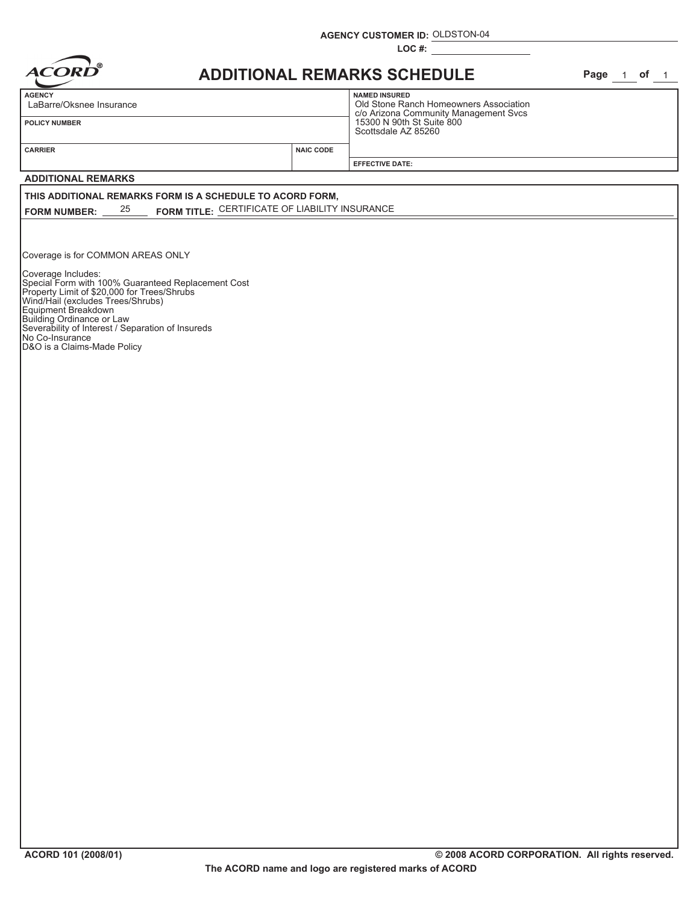AGENCY CUSTOMER ID: OLDSTON-04

LOC #:

# ADDITIONAL REMARKS SCHEDULE

| AGENCY | | NAMED INSURED |
|---|---|---|
| LaBarre/Oksnee Insurance | | Old Stone Ranch Homeowners Association<br>c/o Arizona Community Management Svcs<br>15300 N 90th St Suite 800<br>Scottsdale AZ 85260 |
| POLICY NUMBER | | |
| CARRIER | NAIC CODE | |
| | | EFFECTIVE DATE: |

## ADDITIONAL REMARKS

THIS ADDITIONAL REMARKS FORM IS A SCHEDULE TO ACORD FORM,

FORM NUMBER: 25 FORM TITLE: CERTIFICATE OF LIABILITY INSURANCE

Coverage is for COMMON AREAS ONLY

Coverage Includes:
Special Form with 100% Guaranteed Replacement Cost
Property Limit of $20,000 for Trees/Shrubs
Wind/Hail (excludes Trees/Shrubs)
Equipment Breakdown
Building Ordinance or Law
Severability of Interest / Separation of Insureds
No Co-Insurance
D&O is a Claims-Made Policy

ACORD 101 (2008/01) © 2008 ACORD CORPORATION. All rights reserved.

The ACORD name and logo are registered marks of ACORD